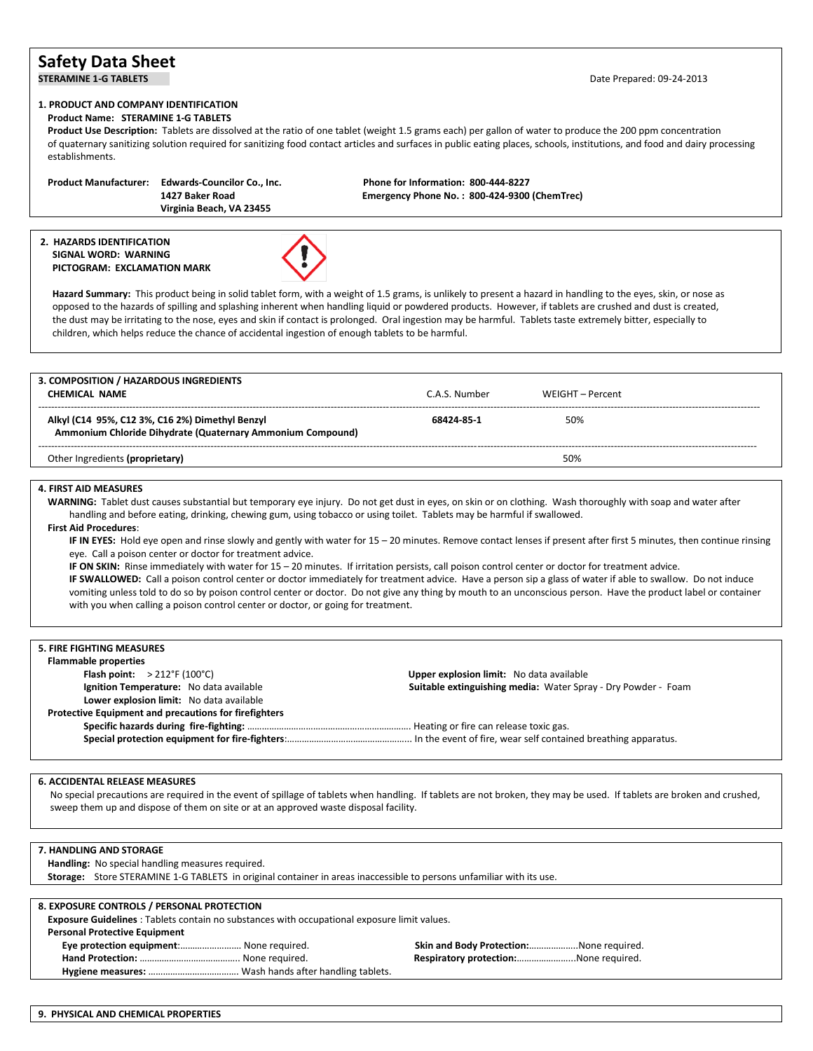# Safety Data Sheet

**STERAMINE 1-G TABLETS**

Date Prepared: 09-24-2013

## 1. PRODUCT AND COMPANY IDENTIFICATION

**Product Name: STERAMINE 1-G TABLETS**

**Product Use Description:** Tablets are dissolved at the ratio of one tablet (weight 1.5 grams each) per gallon of water to produce the 200 ppm concentration of quaternary sanitizing solution required for sanitizing food contact articles and surfaces in public eating places, schools, institutions, and food and dairy processing establishments.

**Product Manufacturer:** **Edwards-Councilor Co., Inc.**
**1427 Baker Road**
**Virginia Beach, VA 23455**

**Phone for Information: 800-444-8227**
**Emergency Phone No. : 800-424-9300 (ChemTrec)**

## 2. HAZARDS IDENTIFICATION

**SIGNAL WORD: WARNING**
**PICTOGRAM: EXCLAMATION MARK**

**Hazard Summary:** This product being in solid tablet form, with a weight of 1.5 grams, is unlikely to present a hazard in handling to the eyes, skin, or nose as opposed to the hazards of spilling and splashing inherent when handling liquid or powdered products. However, if tablets are crushed and dust is created, the dust may be irritating to the nose, eyes and skin if contact is prolonged. Oral ingestion may be harmful. Tablets taste extremely bitter, especially to children, which helps reduce the chance of accidental ingestion of enough tablets to be harmful.

## 3. COMPOSITION / HAZARDOUS INGREDIENTS

| CHEMICAL NAME | C.A.S. Number | WEIGHT – Percent |
|---|---|---|
| **Alkyl (C14 95%, C12 3%, C16 2%) Dimethyl Benzyl Ammonium Chloride Dihydrate (Quaternary Ammonium Compound)** | **68424-85-1** | 50% |
| Other Ingredients **(proprietary)** | | 50% |

## 4. FIRST AID MEASURES

**WARNING:** Tablet dust causes substantial but temporary eye injury. Do not get dust in eyes, on skin or on clothing. Wash thoroughly with soap and water after handling and before eating, drinking, chewing gum, using tobacco or using toilet. Tablets may be harmful if swallowed.

**First Aid Procedures**:

**IF IN EYES:** Hold eye open and rinse slowly and gently with water for 15 – 20 minutes. Remove contact lenses if present after first 5 minutes, then continue rinsing eye. Call a poison center or doctor for treatment advice.

**IF ON SKIN:** Rinse immediately with water for 15 – 20 minutes. If irritation persists, call poison control center or doctor for treatment advice.

**IF SWALLOWED:** Call a poison control center or doctor immediately for treatment advice. Have a person sip a glass of water if able to swallow. Do not induce vomiting unless told to do so by poison control center or doctor. Do not give any thing by mouth to an unconscious person. Have the product label or container with you when calling a poison control center or doctor, or going for treatment.

## 5. FIRE FIGHTING MEASURES

**Flammable properties**

**Flash point:** > 212°F (100°C)
**Ignition Temperature:** No data available
**Lower explosion limit:** No data available
**Upper explosion limit:** No data available
**Suitable extinguishing media:** Water Spray - Dry Powder - Foam

**Protective Equipment and precautions for firefighters**

**Specific hazards during fire-fighting:** ................ Heating or fire can release toxic gas.
**Special protection equipment for fire-fighters**:................ In the event of fire, wear self contained breathing apparatus.

## 6. ACCIDENTAL RELEASE MEASURES

No special precautions are required in the event of spillage of tablets when handling. If tablets are not broken, they may be used. If tablets are broken and crushed, sweep them up and dispose of them on site or at an approved waste disposal facility.

## 7. HANDLING AND STORAGE

**Handling:** No special handling measures required.
**Storage:** Store STERAMINE 1-G TABLETS in original container in areas inaccessible to persons unfamiliar with its use.

## 8. EXPOSURE CONTROLS / PERSONAL PROTECTION

**Exposure Guidelines** : Tablets contain no substances with occupational exposure limit values.

**Personal Protective Equipment**

**Eye protection equipment**:................ None required.
**Hand Protection:** ................ None required.
**Hygiene measures:** ................ Wash hands after handling tablets.
**Skin and Body Protection:**................None required.
**Respiratory protection:**................None required.

## 9. PHYSICAL AND CHEMICAL PROPERTIES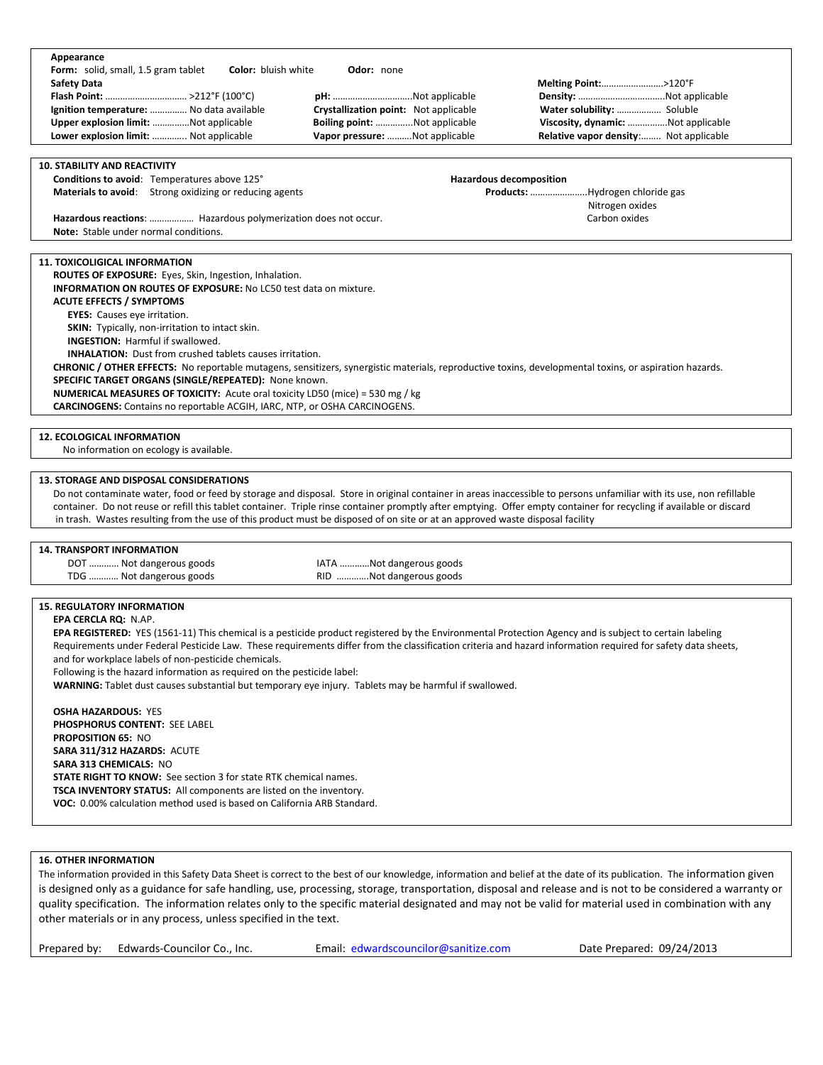**Appearance**

**Form:** solid, small, 1.5 gram tablet **Color:** bluish white **Odor:** none

**Safety Data**

| | | |
|---|---|---|
| **Flash Point:** ................................ >212°F (100°C) | **pH:** ...............................Not applicable | **Melting Point:**........................>120°F |
| **Ignition temperature:** .............. No data available | **Crystallization point:** Not applicable | **Density:** ..................................Not applicable |
| **Upper explosion limit:** ...............Not applicable | **Boiling point:** ...............Not applicable | **Water solubility:** ................. Soluble |
| **Lower explosion limit:** ............. Not applicable | **Vapor pressure:** ..........Not applicable | **Viscosity, dynamic:** ................Not applicable |
| | | **Relative vapor density**:........ Not applicable |

## 10. STABILITY AND REACTIVITY

**Conditions to avoid**: Temperatures above 125°

**Materials to avoid**: Strong oxidizing or reducing agents

**Hazardous reactions**: ................. Hazardous polymerization does not occur.

**Note:** Stable under normal conditions.

**Hazardous decomposition Products:** ......................Hydrogen chloride gas
Nitrogen oxides
Carbon oxides

## 11. TOXICOLIGICAL INFORMATION

**ROUTES OF EXPOSURE:** Eyes, Skin, Ingestion, Inhalation.

**INFORMATION ON ROUTES OF EXPOSURE:** No LC50 test data on mixture.

**ACUTE EFFECTS / SYMPTOMS**

- **EYES:** Causes eye irritation.
- **SKIN:** Typically, non-irritation to intact skin.
- **INGESTION:** Harmful if swallowed.
- **INHALATION:** Dust from crushed tablets causes irritation.

**CHRONIC / OTHER EFFECTS:** No reportable mutagens, sensitizers, synergistic materials, reproductive toxins, developmental toxins, or aspiration hazards.

**SPECIFIC TARGET ORGANS (SINGLE/REPEATED):** None known.

**NUMERICAL MEASURES OF TOXICITY:** Acute oral toxicity LD50 (mice) = 530 mg / kg

**CARCINOGENS:** Contains no reportable ACGIH, IARC, NTP, or OSHA CARCINOGENS.

## 12. ECOLOGICAL INFORMATION

No information on ecology is available.

## 13. STORAGE AND DISPOSAL CONSIDERATIONS

Do not contaminate water, food or feed by storage and disposal. Store in original container in areas inaccessible to persons unfamiliar with its use, non refillable container. Do not reuse or refill this tablet container. Triple rinse container promptly after emptying. Offer empty container for recycling if available or discard in trash. Wastes resulting from the use of this product must be disposed of on site or at an approved waste disposal facility

## 14. TRANSPORT INFORMATION

| | |
|---|---|
| DOT ........... Not dangerous goods | IATA ...........Not dangerous goods |
| TDG ........... Not dangerous goods | RID ............Not dangerous goods |

## 15. REGULATORY INFORMATION

**EPA CERCLA RQ:** N.AP.

**EPA REGISTERED:** YES (1561-11) This chemical is a pesticide product registered by the Environmental Protection Agency and is subject to certain labeling Requirements under Federal Pesticide Law. These requirements differ from the classification criteria and hazard information required for safety data sheets, and for workplace labels of non-pesticide chemicals.

Following is the hazard information as required on the pesticide label:

**WARNING:** Tablet dust causes substantial but temporary eye injury. Tablets may be harmful if swallowed.

**OSHA HAZARDOUS:** YES

**PHOSPHORUS CONTENT:** SEE LABEL

**PROPOSITION 65:** NO

**SARA 311/312 HAZARDS:** ACUTE

**SARA 313 CHEMICALS:** NO

**STATE RIGHT TO KNOW:** See section 3 for state RTK chemical names.

**TSCA INVENTORY STATUS:** All components are listed on the inventory.

**VOC:** 0.00% calculation method used is based on California ARB Standard.

## 16. OTHER INFORMATION

The information provided in this Safety Data Sheet is correct to the best of our knowledge, information and belief at the date of its publication. The information given is designed only as a guidance for safe handling, use, processing, storage, transportation, disposal and release and is not to be considered a warranty or quality specification. The information relates only to the specific material designated and may not be valid for material used in combination with any other materials or in any process, unless specified in the text.

Prepared by: Edwards-Councilor Co., Inc. Email: edwardscouncilor@sanitize.com Date Prepared: 09/24/2013